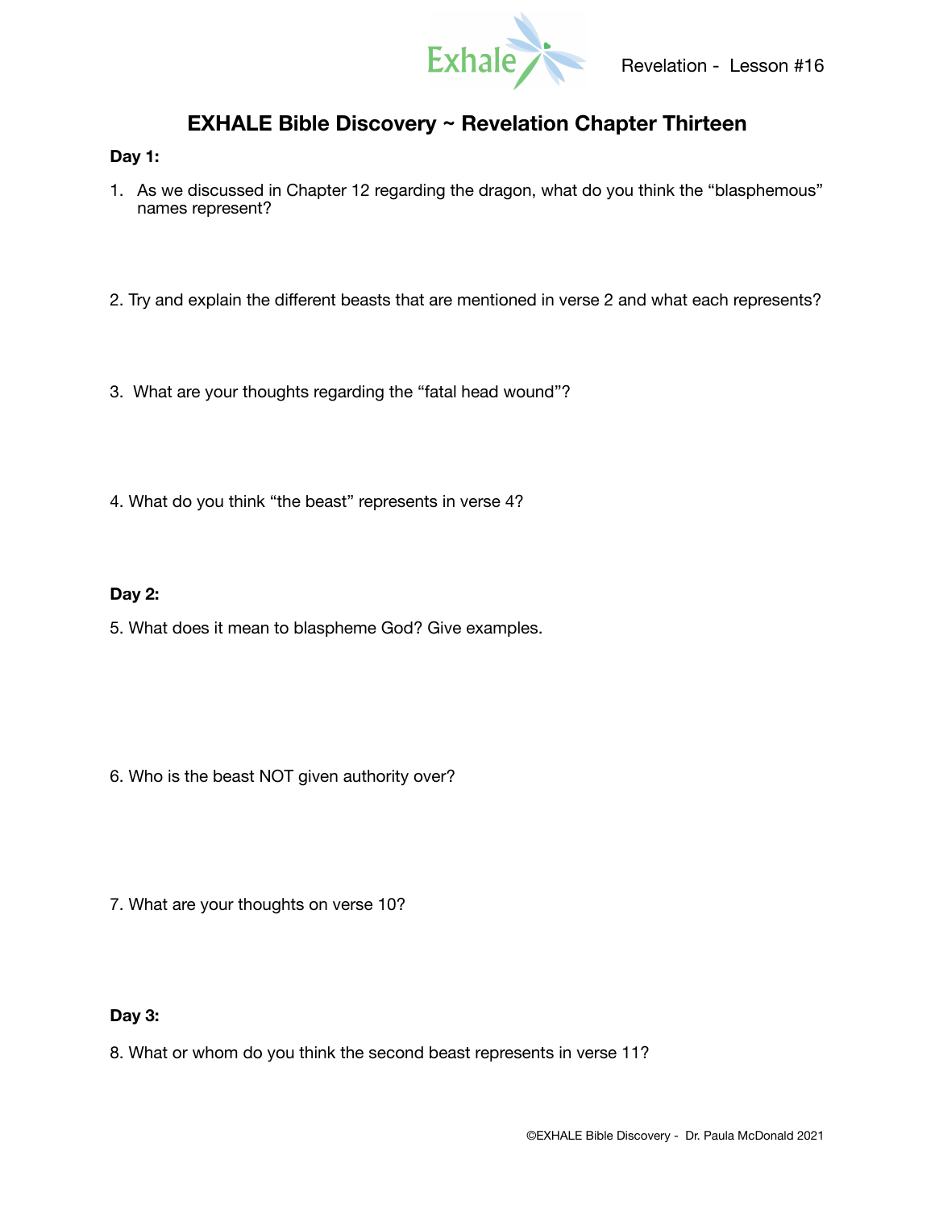# EXHALE Bible Discovery ~ Revelation Chapter Thirteen

**Day 1:**

1. As we discussed in Chapter 12 regarding the dragon, what do you think the "blasphemous" names represent?

2. Try and explain the different beasts that are mentioned in verse 2 and what each represents?

3. What are your thoughts regarding the "fatal head wound"?

4. What do you think "the beast" represents in verse 4?

**Day 2:**

5. What does it mean to blaspheme God? Give examples.

6. Who is the beast NOT given authority over?

7. What are your thoughts on verse 10?

**Day 3:**

8. What or whom do you think the second beast represents in verse 11?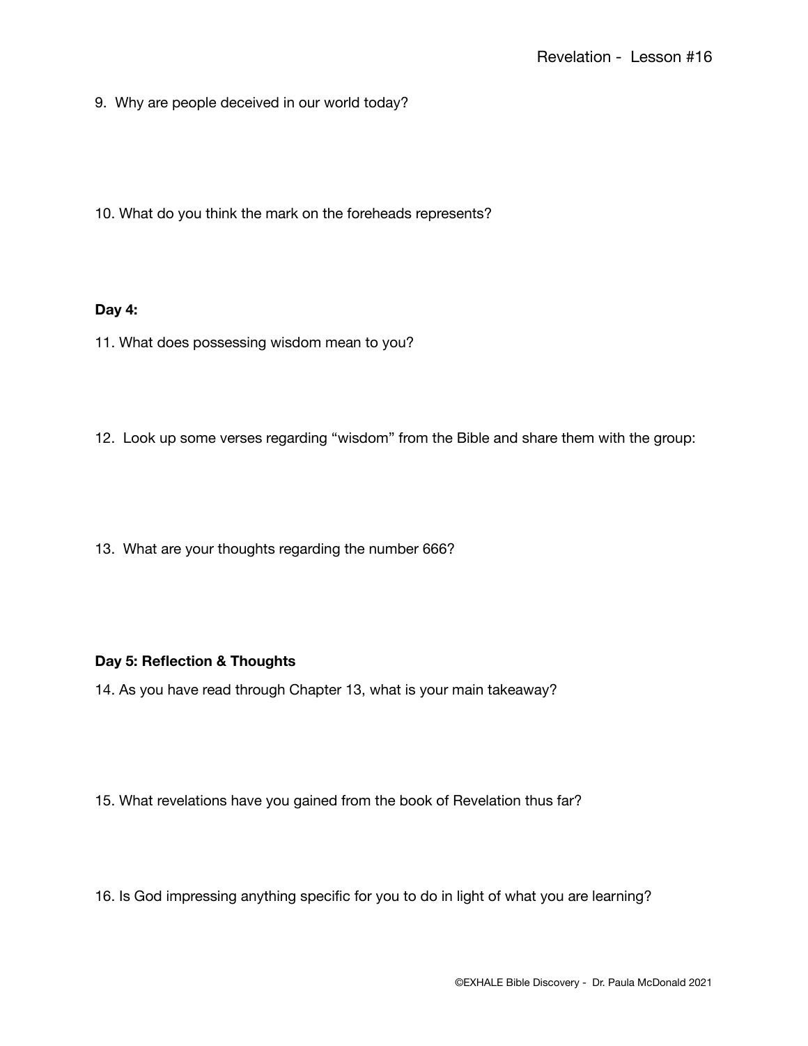9. Why are people deceived in our world today?

10. What do you think the mark on the foreheads represents?

**Day 4:**

11. What does possessing wisdom mean to you?

12. Look up some verses regarding "wisdom" from the Bible and share them with the group:

13. What are your thoughts regarding the number 666?

**Day 5: Reflection & Thoughts**

14. As you have read through Chapter 13, what is your main takeaway?

15. What revelations have you gained from the book of Revelation thus far?

16. Is God impressing anything specific for you to do in light of what you are learning?